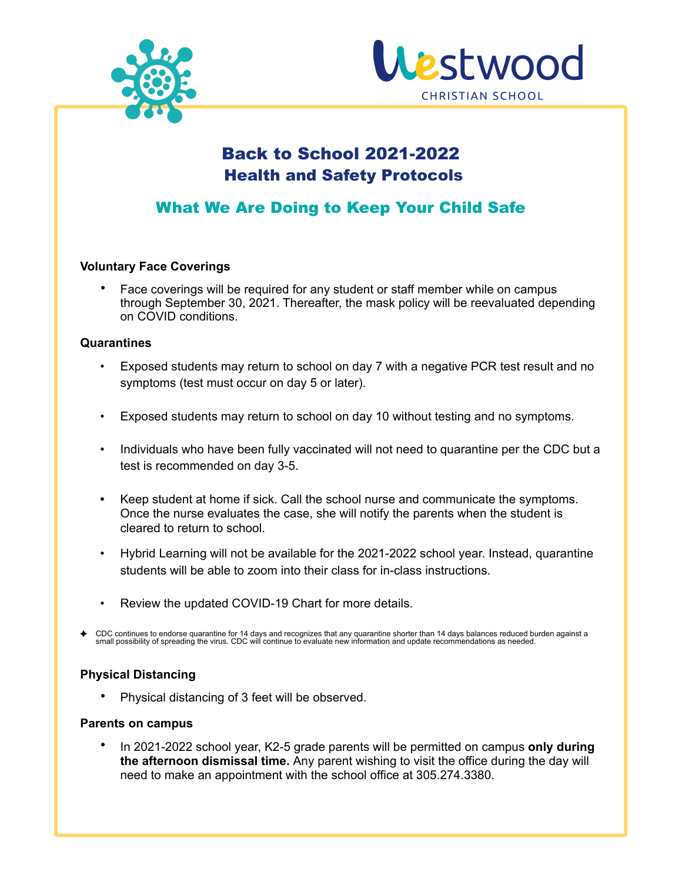Westwood CHRISTIAN SCHOOL

# Back to School 2021-2022
# Health and Safety Protocols

## What We Are Doing to Keep Your Child Safe

**Voluntary Face Coverings**

- Face coverings will be required for any student or staff member while on campus through September 30, 2021. Thereafter, the mask policy will be reevaluated depending on COVID conditions.

**Quarantines**

- Exposed students may return to school on day 7 with a negative PCR test result and no symptoms (test must occur on day 5 or later).
- Exposed students may return to school on day 10 without testing and no symptoms.
- Individuals who have been fully vaccinated will not need to quarantine per the CDC but a test is recommended on day 3-5.
- Keep student at home if sick. Call the school nurse and communicate the symptoms. Once the nurse evaluates the case, she will notify the parents when the student is cleared to return to school.
- Hybrid Learning will not be available for the 2021-2022 school year. Instead, quarantine students will be able to zoom into their class for in-class instructions.
- Review the updated COVID-19 Chart for more details.

✦ CDC continues to endorse quarantine for 14 days and recognizes that any quarantine shorter than 14 days balances reduced burden against a small possibility of spreading the virus. CDC will continue to evaluate new information and update recommendations as needed.

**Physical Distancing**

- Physical distancing of 3 feet will be observed.

**Parents on campus**

- In 2021-2022 school year, K2-5 grade parents will be permitted on campus **only during the afternoon dismissal time.** Any parent wishing to visit the office during the day will need to make an appointment with the school office at 305.274.3380.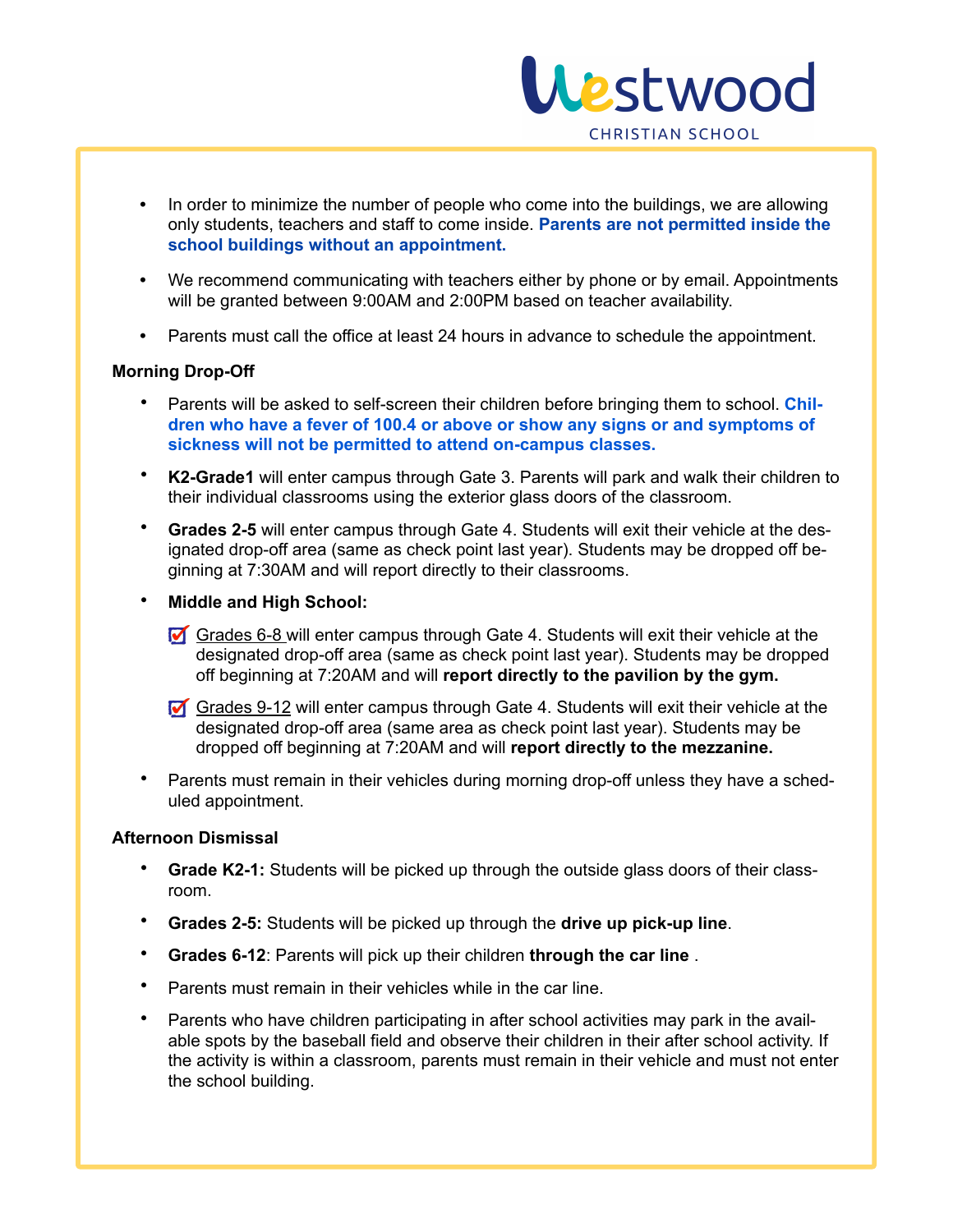- In order to minimize the number of people who come into the buildings, we are allowing only students, teachers and staff to come inside. **Parents are not permitted inside the school buildings without an appointment.**
- We recommend communicating with teachers either by phone or by email. Appointments will be granted between 9:00AM and 2:00PM based on teacher availability.
- Parents must call the office at least 24 hours in advance to schedule the appointment.

**Morning Drop-Off**

- Parents will be asked to self-screen their children before bringing them to school. **Children who have a fever of 100.4 or above or show any signs or and symptoms of sickness will not be permitted to attend on-campus classes.**
- **K2-Grade1** will enter campus through Gate 3. Parents will park and walk their children to their individual classrooms using the exterior glass doors of the classroom.
- **Grades 2-5** will enter campus through Gate 4. Students will exit their vehicle at the designated drop-off area (same as check point last year). Students may be dropped off beginning at 7:30AM and will report directly to their classrooms.
- **Middle and High School:**
  - ☑ Grades 6-8 will enter campus through Gate 4. Students will exit their vehicle at the designated drop-off area (same as check point last year). Students may be dropped off beginning at 7:20AM and will **report directly to the pavilion by the gym.**
  - ☑ Grades 9-12 will enter campus through Gate 4. Students will exit their vehicle at the designated drop-off area (same area as check point last year). Students may be dropped off beginning at 7:20AM and will **report directly to the mezzanine.**
- Parents must remain in their vehicles during morning drop-off unless they have a scheduled appointment.

**Afternoon Dismissal**

- **Grade K2-1:** Students will be picked up through the outside glass doors of their classroom.
- **Grades 2-5:** Students will be picked up through the **drive up pick-up line**.
- **Grades 6-12**: Parents will pick up their children **through the car line** .
- Parents must remain in their vehicles while in the car line.
- Parents who have children participating in after school activities may park in the available spots by the baseball field and observe their children in their after school activity. If the activity is within a classroom, parents must remain in their vehicle and must not enter the school building.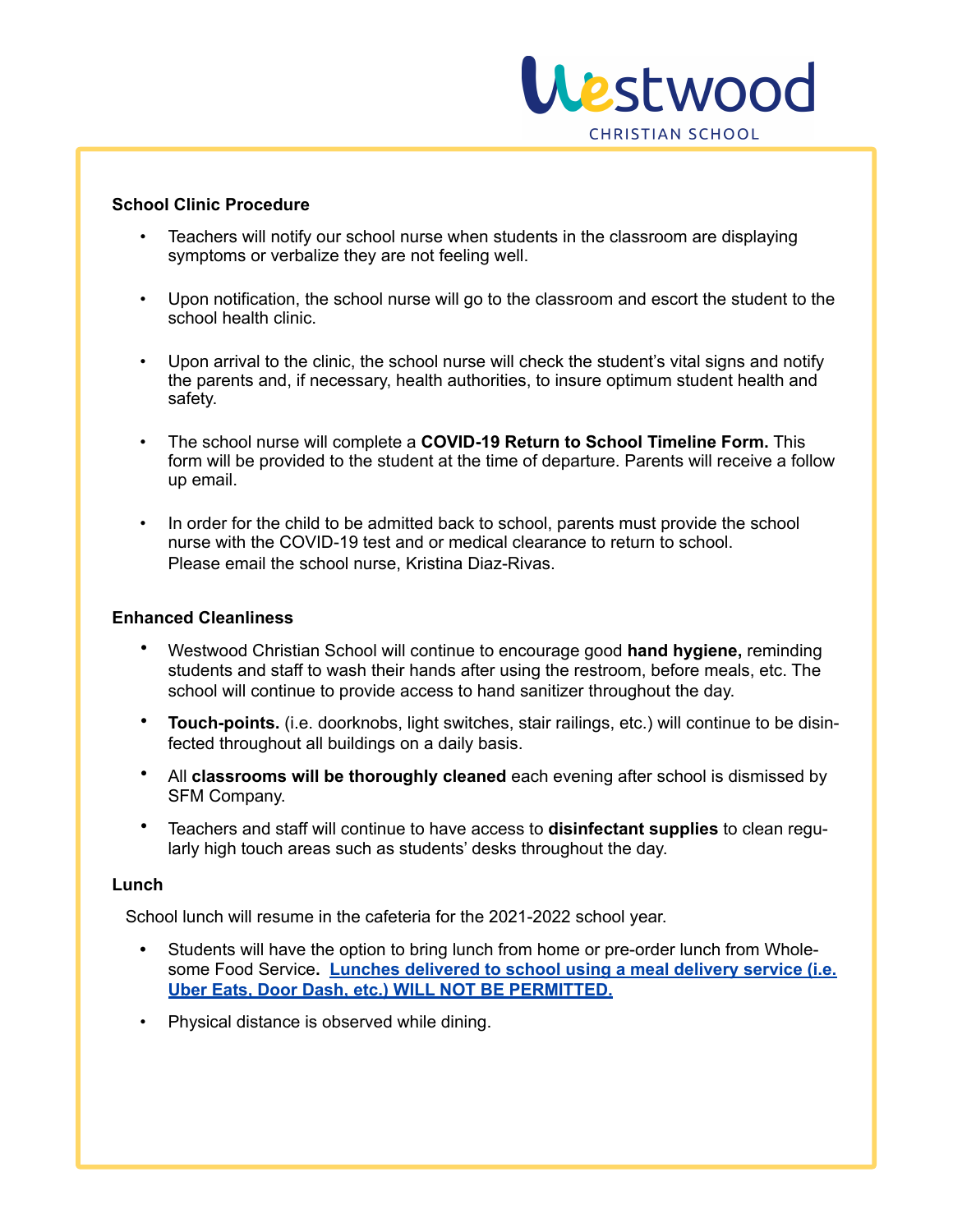## School Clinic Procedure

- Teachers will notify our school nurse when students in the classroom are displaying symptoms or verbalize they are not feeling well.
- Upon notification, the school nurse will go to the classroom and escort the student to the school health clinic.
- Upon arrival to the clinic, the school nurse will check the student's vital signs and notify the parents and, if necessary, health authorities, to insure optimum student health and safety.
- The school nurse will complete a **COVID-19 Return to School Timeline Form.** This form will be provided to the student at the time of departure. Parents will receive a follow up email.
- In order for the child to be admitted back to school, parents must provide the school nurse with the COVID-19 test and or medical clearance to return to school. Please email the school nurse, Kristina Diaz-Rivas.

## Enhanced Cleanliness

- Westwood Christian School will continue to encourage good **hand hygiene,** reminding students and staff to wash their hands after using the restroom, before meals, etc. The school will continue to provide access to hand sanitizer throughout the day.
- **Touch-points.** (i.e. doorknobs, light switches, stair railings, etc.) will continue to be disinfected throughout all buildings on a daily basis.
- All **classrooms will be thoroughly cleaned** each evening after school is dismissed by SFM Company.
- Teachers and staff will continue to have access to **disinfectant supplies** to clean regularly high touch areas such as students' desks throughout the day.

## Lunch

School lunch will resume in the cafeteria for the 2021-2022 school year.

- Students will have the option to bring lunch from home or pre-order lunch from Wholesome Food Service**. Lunches delivered to school using a meal delivery service (i.e. Uber Eats, Door Dash, etc.) WILL NOT BE PERMITTED.**
- Physical distance is observed while dining.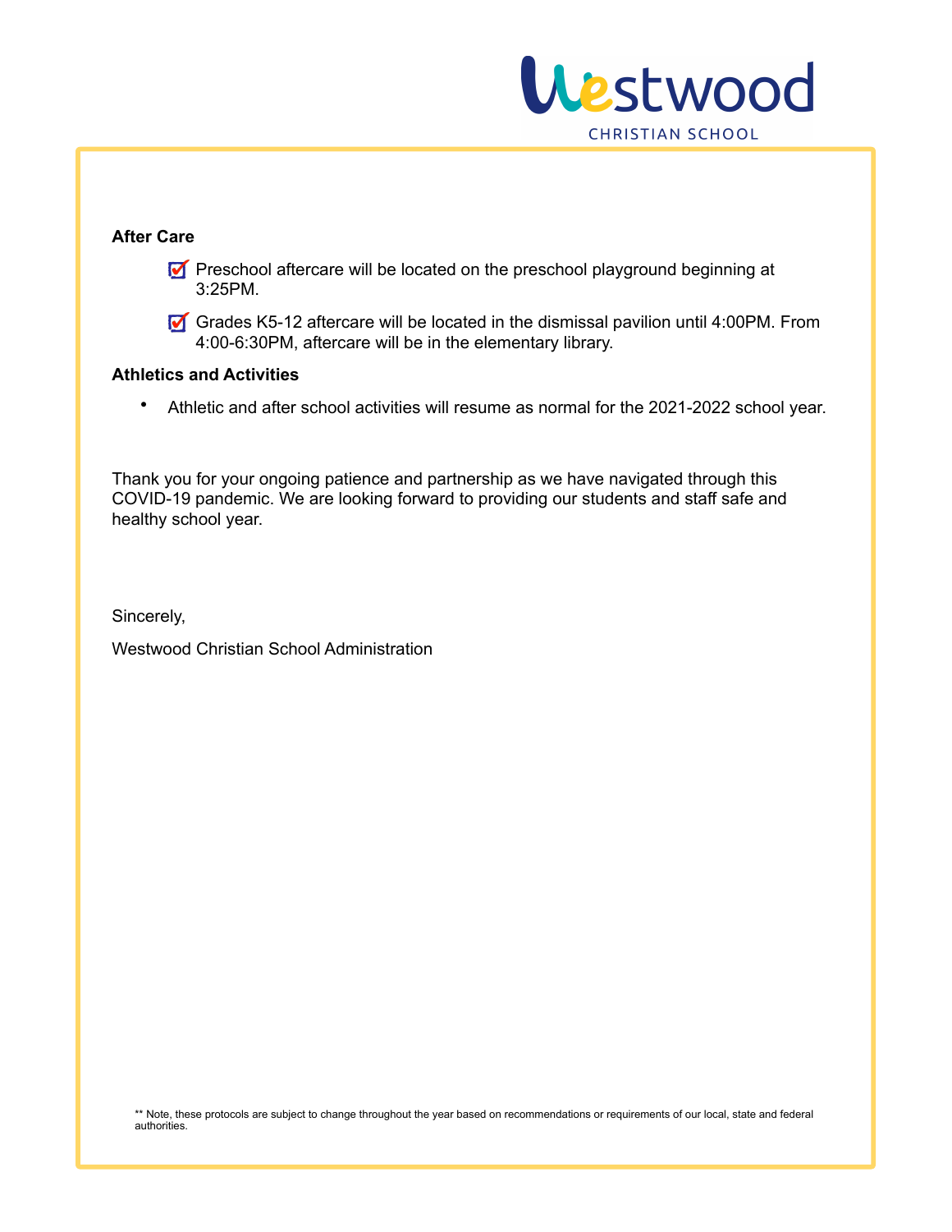**After Care**

- ☑ Preschool aftercare will be located on the preschool playground beginning at 3:25PM.
- ☑ Grades K5-12 aftercare will be located in the dismissal pavilion until 4:00PM. From 4:00-6:30PM, aftercare will be in the elementary library.

**Athletics and Activities**

- Athletic and after school activities will resume as normal for the 2021-2022 school year.

Thank you for your ongoing patience and partnership as we have navigated through this COVID-19 pandemic. We are looking forward to providing our students and staff safe and healthy school year.

Sincerely,

Westwood Christian School Administration

** Note, these protocols are subject to change throughout the year based on recommendations or requirements of our local, state and federal authorities.